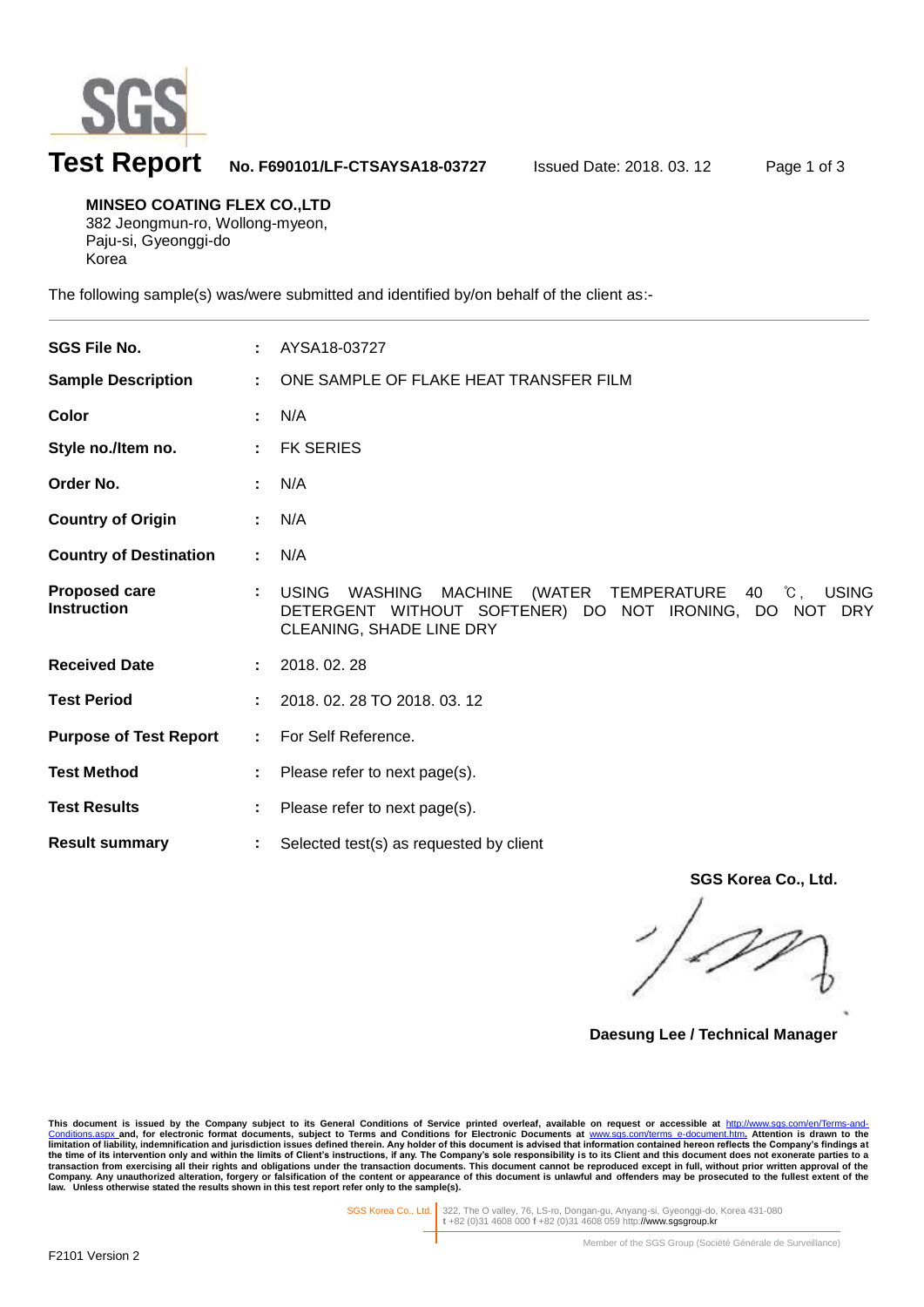# Test Report

**No. F690101/LF-CTSAYSA18-03727** Issued Date: 2018. 03. 12

**MINSEO COATING FLEX CO.,LTD**
382 Jeongmun-ro, Wollong-myeon,
Paju-si, Gyeonggi-do
Korea

The following sample(s) was/were submitted and identified by/on behalf of the client as:-

| | | |
|---|---|---|
| **SGS File No.** | : | AYSA18-03727 |
| **Sample Description** | : | ONE SAMPLE OF FLAKE HEAT TRANSFER FILM |
| **Color** | : | N/A |
| **Style no./Item no.** | : | FK SERIES |
| **Order No.** | : | N/A |
| **Country of Origin** | : | N/A |
| **Country of Destination** | : | N/A |
| **Proposed care Instruction** | : | USING WASHING MACHINE (WATER TEMPERATURE 40 ℃, USING DETERGENT WITHOUT SOFTENER) DO NOT IRONING, DO NOT DRY CLEANING, SHADE LINE DRY |
| **Received Date** | : | 2018. 02. 28 |
| **Test Period** | : | 2018. 02. 28 TO 2018. 03. 12 |
| **Purpose of Test Report** | : | For Self Reference. |
| **Test Method** | : | Please refer to next page(s). |
| **Test Results** | : | Please refer to next page(s). |
| **Result summary** | : | Selected test(s) as requested by client |

**SGS Korea Co., Ltd.**

**Daesung Lee / Technical Manager**

**This document is issued by the Company subject to its General Conditions of Service printed overleaf, available on request or accessible at http://www.sgs.com/en/Terms-and-Conditions.aspx and, for electronic format documents, subject to Terms and Conditions for Electronic Documents at www.sgs.com/terms_e-document.htm. Attention is drawn to the limitation of liability, indemnification and jurisdiction issues defined therein. Any holder of this document is advised that information contained hereon reflects the Company's findings at the time of its intervention only and within the limits of Client's instructions, if any. The Company's sole responsibility is to its Client and this document does not exonerate parties to a transaction from exercising all their rights and obligations under the transaction documents. This document cannot be reproduced except in full, without prior written approval of the Company. Any unauthorized alteration, forgery or falsification of the content or appearance of this document is unlawful and offenders may be prosecuted to the fullest extent of the law. Unless otherwise stated the results shown in this test report refer only to the sample(s).**

SGS Korea Co., Ltd. | 322, The O valley, 76, LS-ro, Dongan-gu, Anyang-si, Gyeonggi-do, Korea 431-080
t +82 (0)31 4608 000 f +82 (0)31 4608 059 http://www.sgsgroup.kr

Member of the SGS Group (Société Générale de Surveillance)

F2101 Version 2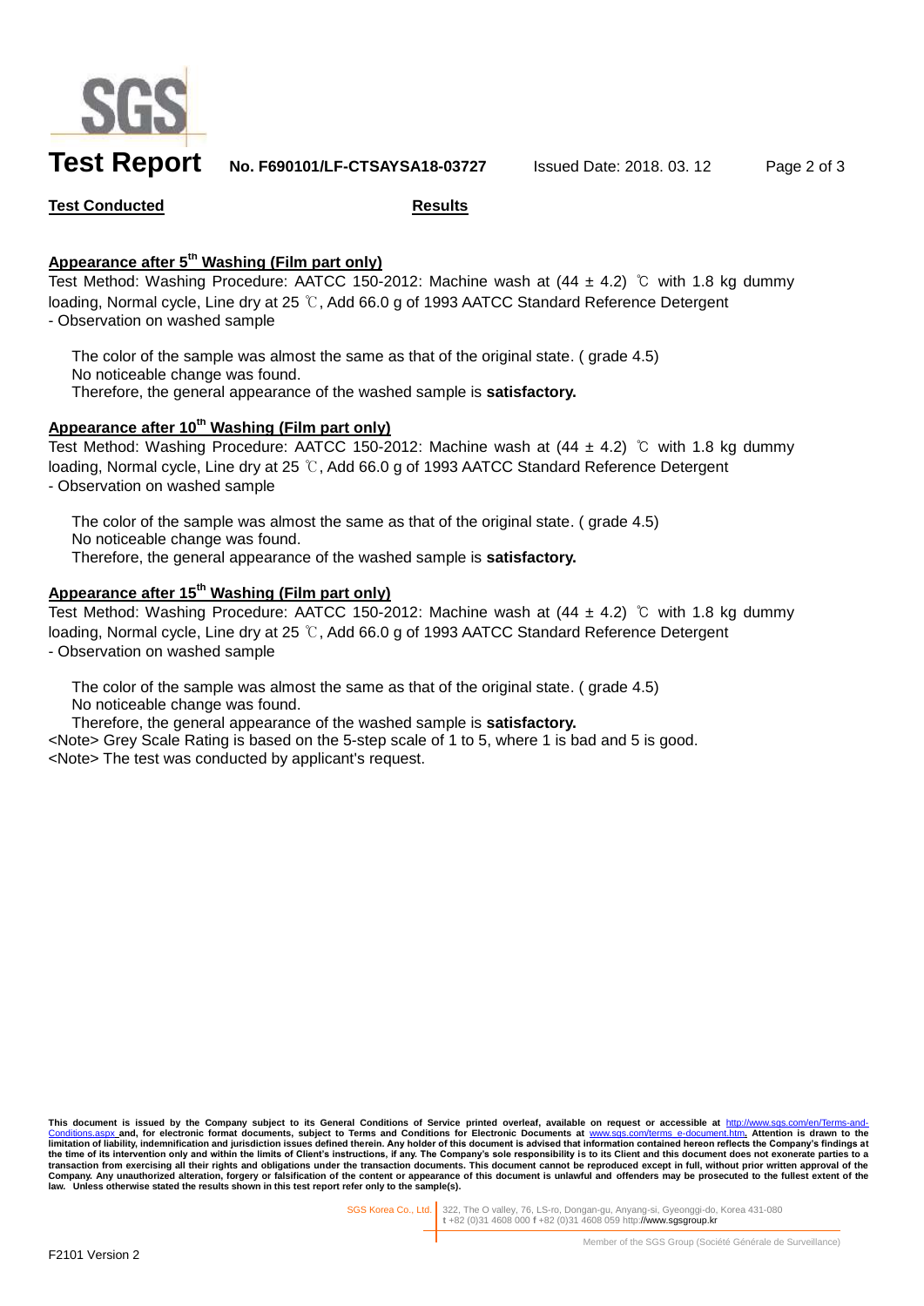**Test Conducted** **Results**

### Appearance after 5th Washing (Film part only)

Test Method: Washing Procedure: AATCC 150-2012: Machine wash at (44 ± 4.2) ℃ with 1.8 kg dummy loading, Normal cycle, Line dry at 25 ℃, Add 66.0 g of 1993 AATCC Standard Reference Detergent
- Observation on washed sample

The color of the sample was almost the same as that of the original state. ( grade 4.5)
No noticeable change was found.
Therefore, the general appearance of the washed sample is **satisfactory.**

### Appearance after 10th Washing (Film part only)

Test Method: Washing Procedure: AATCC 150-2012: Machine wash at (44 ± 4.2) ℃ with 1.8 kg dummy loading, Normal cycle, Line dry at 25 ℃, Add 66.0 g of 1993 AATCC Standard Reference Detergent
- Observation on washed sample

The color of the sample was almost the same as that of the original state. ( grade 4.5)
No noticeable change was found.
Therefore, the general appearance of the washed sample is **satisfactory.**

### Appearance after 15th Washing (Film part only)

Test Method: Washing Procedure: AATCC 150-2012: Machine wash at (44 ± 4.2) ℃ with 1.8 kg dummy loading, Normal cycle, Line dry at 25 ℃, Add 66.0 g of 1993 AATCC Standard Reference Detergent
- Observation on washed sample

The color of the sample was almost the same as that of the original state. ( grade 4.5)
No noticeable change was found.
Therefore, the general appearance of the washed sample is **satisfactory.**

<Note> Grey Scale Rating is based on the 5-step scale of 1 to 5, where 1 is bad and 5 is good.
<Note> The test was conducted by applicant's request.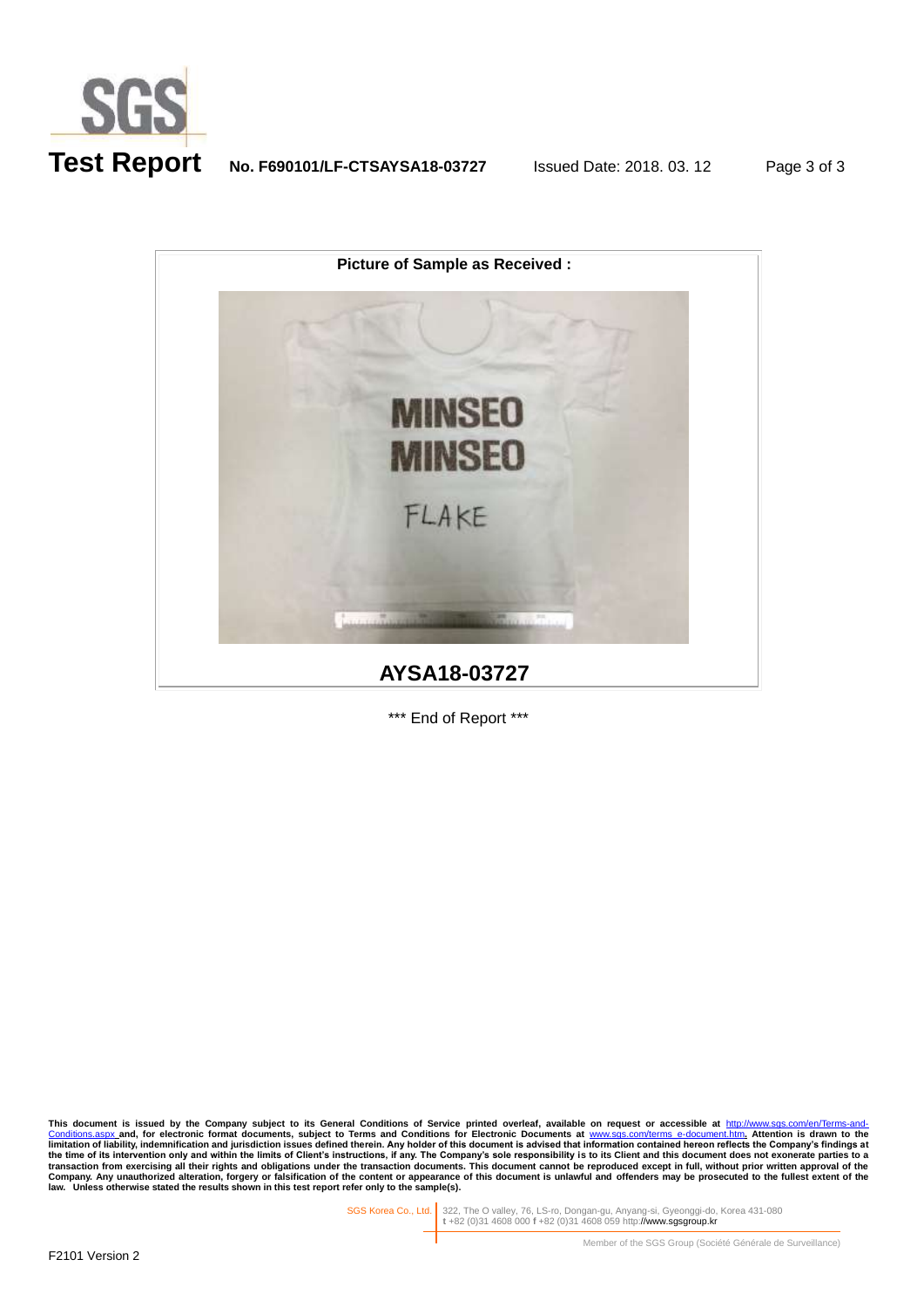**Picture of Sample as Received :**

MINSEO
MINSEO
FLAKE

**AYSA18-03727**

*** End of Report ***

**This document is issued by the Company subject to its General Conditions of Service printed overleaf, available on request or accessible at http://www.sgs.com/en/Terms-and-Conditions.aspx and, for electronic format documents, subject to Terms and Conditions for Electronic Documents at www.sgs.com/terms_e-document.htm. Attention is drawn to the limitation of liability, indemnification and jurisdiction issues defined therein. Any holder of this document is advised that information contained hereon reflects the Company's findings at the time of its intervention only and within the limits of Client's instructions, if any. The Company's sole responsibility is to its Client and this document does not exonerate parties to a transaction from exercising all their rights and obligations under the transaction documents. This document cannot be reproduced except in full, without prior written approval of the Company. Any unauthorized alteration, forgery or falsification of the content or appearance of this document is unlawful and offenders may be prosecuted to the fullest extent of the law. Unless otherwise stated the results shown in this test report refer only to the sample(s).**

SGS Korea Co., Ltd. | 322, The O valley, 76, LS-ro, Dongan-gu, Anyang-si, Gyeonggi-do, Korea 431-080
t +82 (0)31 4608 000 f +82 (0)31 4608 059 http://www.sgsgroup.kr

Member of the SGS Group (Société Générale de Surveillance)

F2101 Version 2